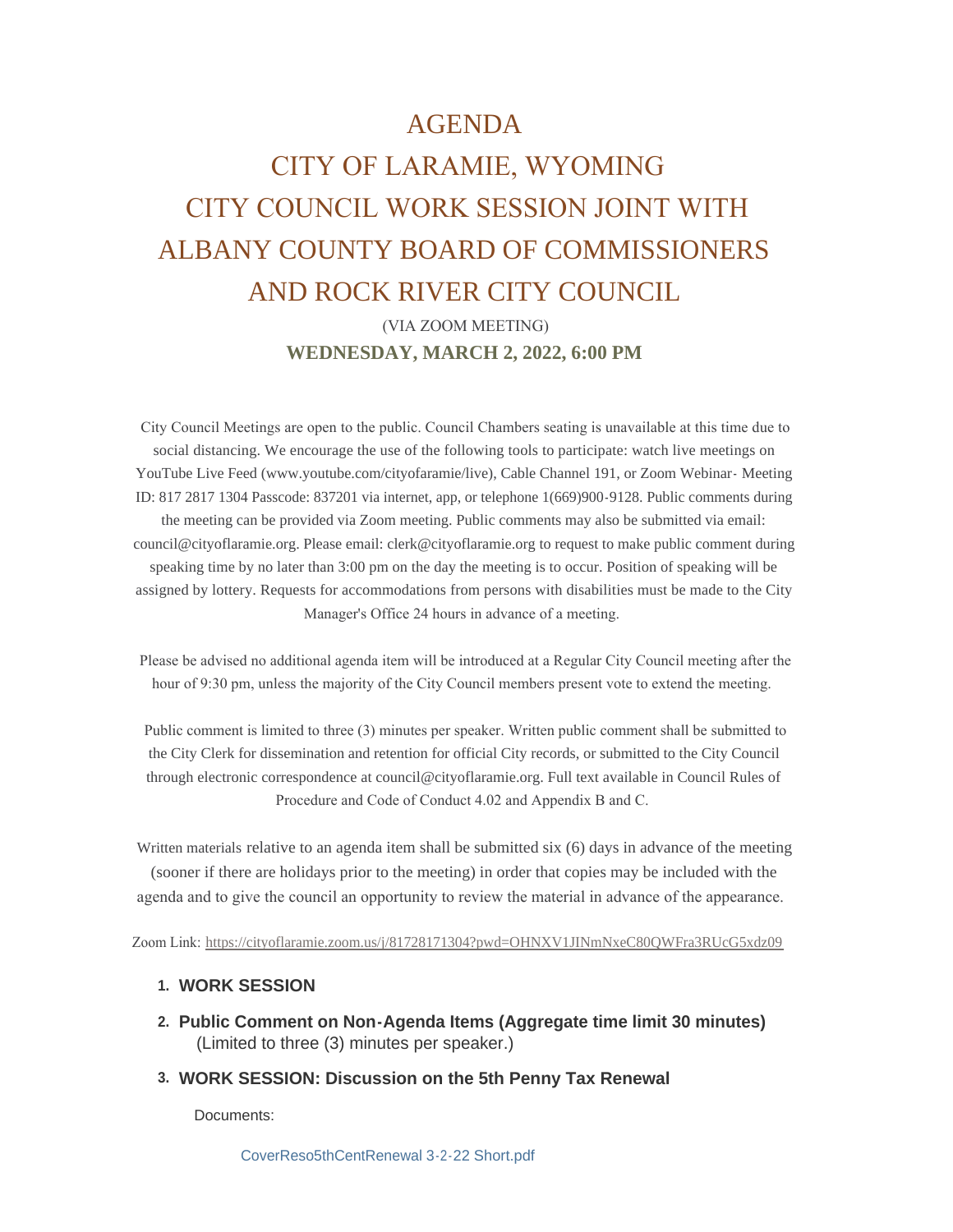# AGENDA

# CITY OF LARAMIE, WYOMING

# CITY COUNCIL WORK SESSION JOINT WITH ALBANY COUNTY BOARD OF COMMISSIONERS AND ROCK RIVER CITY COUNCIL

(VIA ZOOM MEETING)

**WEDNESDAY, MARCH 2, 2022, 6:00 PM**

City Council Meetings are open to the public. Council Chambers seating is unavailable at this time due to social distancing. We encourage the use of the following tools to participate: watch live meetings on YouTube Live Feed (www.youtube.com/cityofaramie/live), Cable Channel 191, or Zoom Webinar- Meeting ID: 817 2817 1304 Passcode: 837201 via internet, app, or telephone 1(669)900-9128. Public comments during the meeting can be provided via Zoom meeting. Public comments may also be submitted via email: council@cityoflaramie.org. Please email: clerk@cityoflaramie.org to request to make public comment during speaking time by no later than 3:00 pm on the day the meeting is to occur. Position of speaking will be assigned by lottery. Requests for accommodations from persons with disabilities must be made to the City Manager's Office 24 hours in advance of a meeting.

Please be advised no additional agenda item will be introduced at a Regular City Council meeting after the hour of 9:30 pm, unless the majority of the City Council members present vote to extend the meeting.

Public comment is limited to three (3) minutes per speaker. Written public comment shall be submitted to the City Clerk for dissemination and retention for official City records, or submitted to the City Council through electronic correspondence at council@cityoflaramie.org. Full text available in Council Rules of Procedure and Code of Conduct 4.02 and Appendix B and C.

Written materials relative to an agenda item shall be submitted six (6) days in advance of the meeting (sooner if there are holidays prior to the meeting) in order that copies may be included with the agenda and to give the council an opportunity to review the material in advance of the appearance.

Zoom Link: https://cityoflaramie.zoom.us/j/81728171304?pwd=OHNXV1JINmNxeC80QWFra3RUcG5xdz09

1. **WORK SESSION**
2. **Public Comment on Non-Agenda Items (Aggregate time limit 30 minutes)** (Limited to three (3) minutes per speaker.)
3. **WORK SESSION: Discussion on the 5th Penny Tax Renewal**

   Documents:

   CoverReso5thCentRenewal 3-2-22 Short.pdf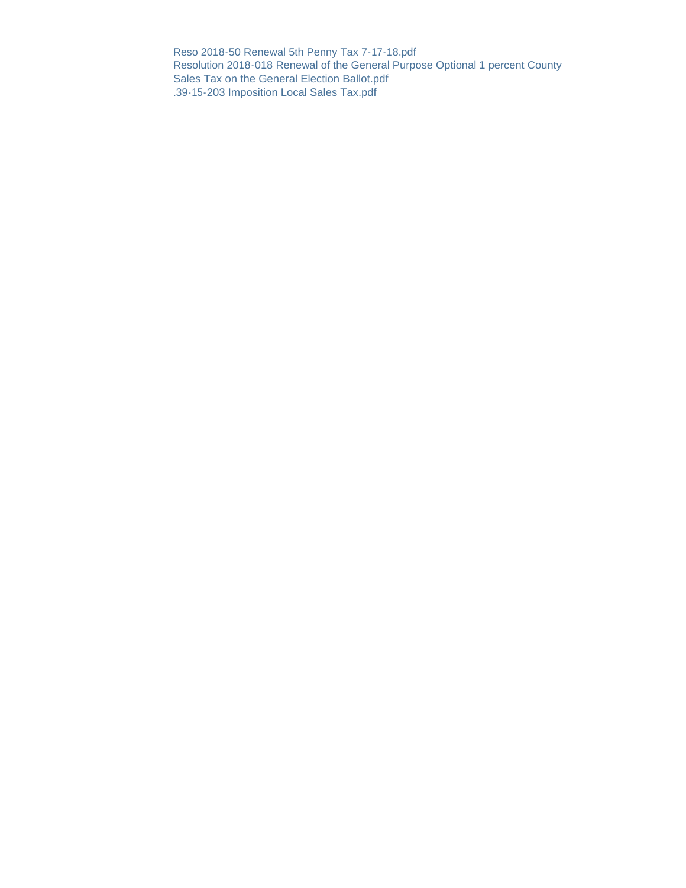Reso 2018-50 Renewal 5th Penny Tax 7-17-18.pdf
Resolution 2018-018 Renewal of the General Purpose Optional 1 percent County Sales Tax on the General Election Ballot.pdf
.39-15-203 Imposition Local Sales Tax.pdf